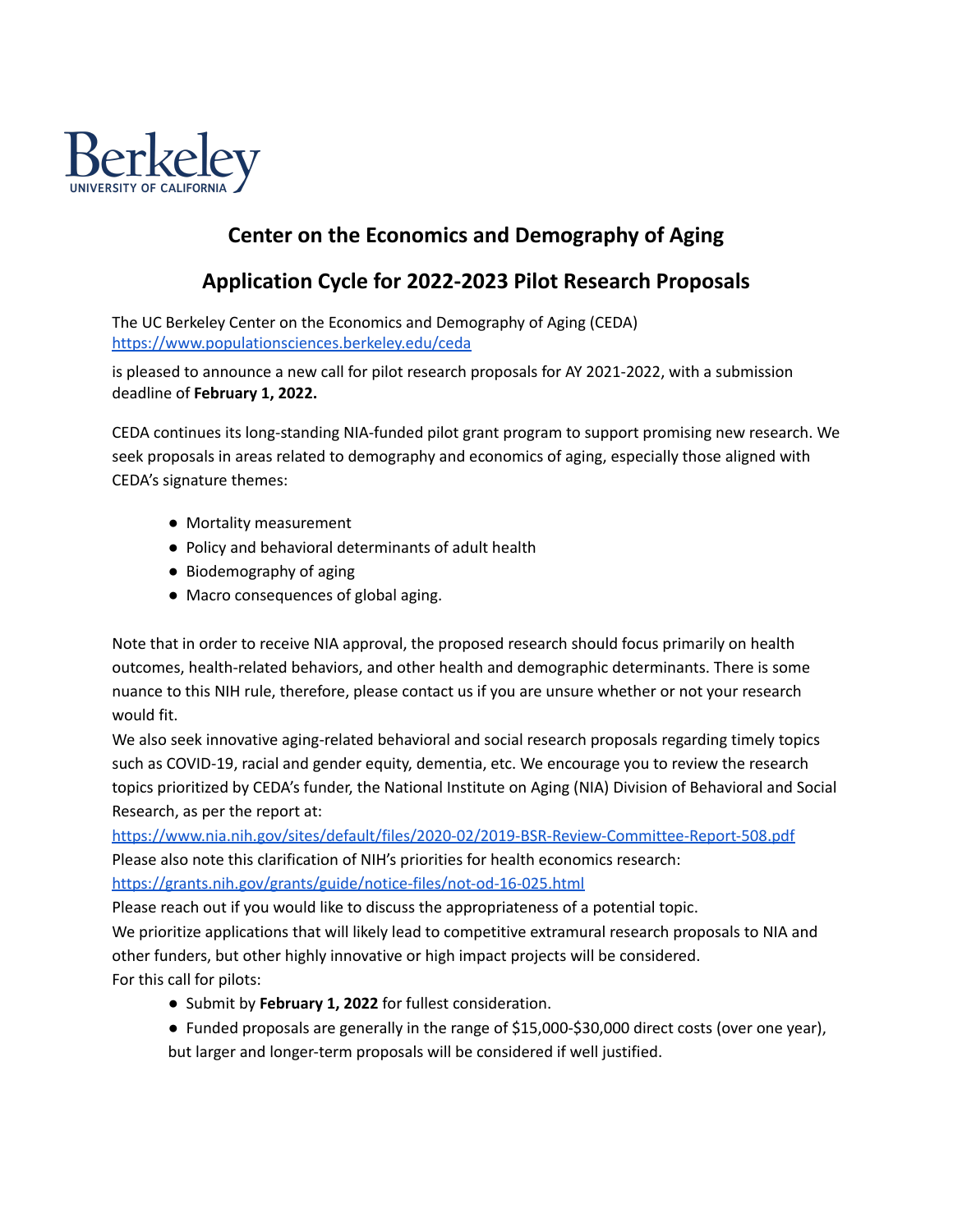Berkeley
UNIVERSITY OF CALIFORNIA

# Center on the Economics and Demography of Aging

## Application Cycle for 2022-2023 Pilot Research Proposals

The UC Berkeley Center on the Economics and Demography of Aging (CEDA)
https://www.populationsciences.berkeley.edu/ceda

is pleased to announce a new call for pilot research proposals for AY 2021-2022, with a submission deadline of **February 1, 2022.**

CEDA continues its long-standing NIA-funded pilot grant program to support promising new research. We seek proposals in areas related to demography and economics of aging, especially those aligned with CEDA's signature themes:

- Mortality measurement
- Policy and behavioral determinants of adult health
- Biodemography of aging
- Macro consequences of global aging.

Note that in order to receive NIA approval, the proposed research should focus primarily on health outcomes, health-related behaviors, and other health and demographic determinants. There is some nuance to this NIH rule, therefore, please contact us if you are unsure whether or not your research would fit.

We also seek innovative aging-related behavioral and social research proposals regarding timely topics such as COVID-19, racial and gender equity, dementia, etc. We encourage you to review the research topics prioritized by CEDA's funder, the National Institute on Aging (NIA) Division of Behavioral and Social Research, as per the report at:
https://www.nia.nih.gov/sites/default/files/2020-02/2019-BSR-Review-Committee-Report-508.pdf

Please also note this clarification of NIH's priorities for health economics research:
https://grants.nih.gov/grants/guide/notice-files/not-od-16-025.html

Please reach out if you would like to discuss the appropriateness of a potential topic.

We prioritize applications that will likely lead to competitive extramural research proposals to NIA and other funders, but other highly innovative or high impact projects will be considered.

For this call for pilots:

- Submit by **February 1, 2022** for fullest consideration.
- Funded proposals are generally in the range of $15,000-$30,000 direct costs (over one year), but larger and longer-term proposals will be considered if well justified.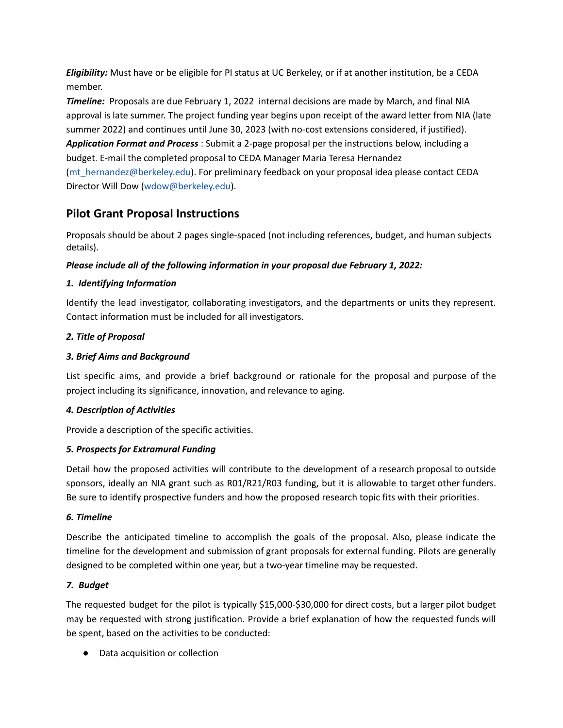***Eligibility:*** Must have or be eligible for PI status at UC Berkeley, or if at another institution, be a CEDA member.

***Timeline:*** Proposals are due February 1, 2022 internal decisions are made by March, and final NIA approval is late summer. The project funding year begins upon receipt of the award letter from NIA (late summer 2022) and continues until June 30, 2023 (with no-cost extensions considered, if justified).

***Application Format and Process*** : Submit a 2-page proposal per the instructions below, including a budget. E-mail the completed proposal to CEDA Manager Maria Teresa Hernandez (mt_hernandez@berkeley.edu). For preliminary feedback on your proposal idea please contact CEDA Director Will Dow (wdow@berkeley.edu).

## Pilot Grant Proposal Instructions

Proposals should be about 2 pages single-spaced (not including references, budget, and human subjects details).

***Please include all of the following information in your proposal due February 1, 2022:***

***1. Identifying Information***

Identify the lead investigator, collaborating investigators, and the departments or units they represent. Contact information must be included for all investigators.

***2. Title of Proposal***

***3. Brief Aims and Background***

List specific aims, and provide a brief background or rationale for the proposal and purpose of the project including its significance, innovation, and relevance to aging.

***4. Description of Activities***

Provide a description of the specific activities.

***5. Prospects for Extramural Funding***

Detail how the proposed activities will contribute to the development of a research proposal to outside sponsors, ideally an NIA grant such as R01/R21/R03 funding, but it is allowable to target other funders. Be sure to identify prospective funders and how the proposed research topic fits with their priorities.

***6. Timeline***

Describe the anticipated timeline to accomplish the goals of the proposal. Also, please indicate the timeline for the development and submission of grant proposals for external funding. Pilots are generally designed to be completed within one year, but a two-year timeline may be requested.

***7. Budget***

The requested budget for the pilot is typically $15,000-$30,000 for direct costs, but a larger pilot budget may be requested with strong justification. Provide a brief explanation of how the requested funds will be spent, based on the activities to be conducted:

- Data acquisition or collection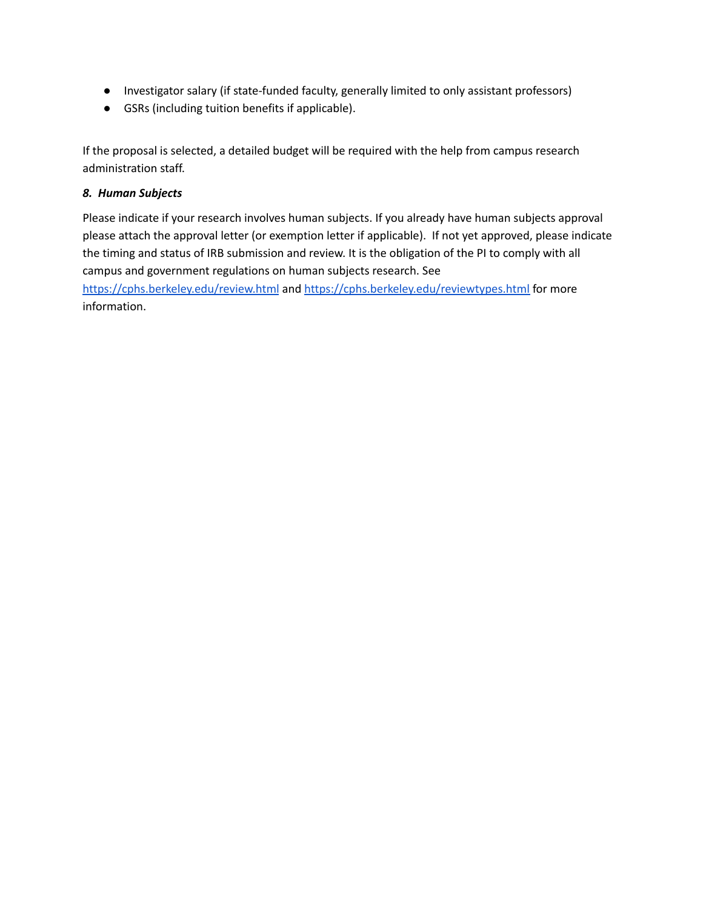- Investigator salary (if state-funded faculty, generally limited to only assistant professors)
- GSRs (including tuition benefits if applicable).

If the proposal is selected, a detailed budget will be required with the help from campus research administration staff.

***8. Human Subjects***

Please indicate if your research involves human subjects. If you already have human subjects approval please attach the approval letter (or exemption letter if applicable). If not yet approved, please indicate the timing and status of IRB submission and review. It is the obligation of the PI to comply with all campus and government regulations on human subjects research. See [https://cphs.berkeley.edu/review.html](https://cphs.berkeley.edu/review.html) and [https://cphs.berkeley.edu/reviewtypes.html](https://cphs.berkeley.edu/reviewtypes.html) for more information.